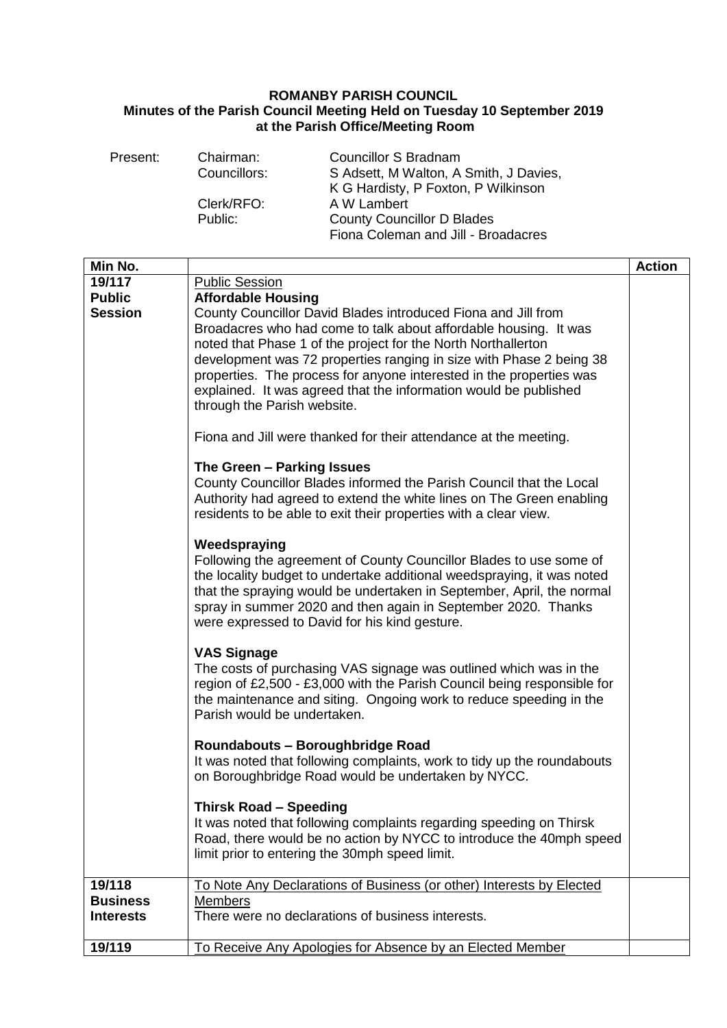**ROMANBY PARISH COUNCIL**
**Minutes of the Parish Council Meeting Held on Tuesday 10 September 2019 at the Parish Office/Meeting Room**

| Present: | | |
|---|---|---|
| | Chairman: | Councillor S Bradnam |
| | Councillors: | S Adsett, M Walton, A Smith, J Davies, K G Hardisty, P Foxton, P Wilkinson |
| | Clerk/RFO: | A W Lambert |
| | Public: | County Councillor D Blades<br>Fiona Coleman and Jill - Broadacres |

| Min No. | | Action |
|---|---|---|
| **19/117 Public Session** | <u>Public Session</u><br>**Affordable Housing**<br>County Councillor David Blades introduced Fiona and Jill from Broadacres who had come to talk about affordable housing. It was noted that Phase 1 of the project for the North Northallerton development was 72 properties ranging in size with Phase 2 being 38 properties. The process for anyone interested in the properties was explained. It was agreed that the information would be published through the Parish website.<br><br>Fiona and Jill were thanked for their attendance at the meeting.<br><br>**The Green – Parking Issues**<br>County Councillor Blades informed the Parish Council that the Local Authority had agreed to extend the white lines on The Green enabling residents to be able to exit their properties with a clear view.<br><br>**Weedspraying**<br>Following the agreement of County Councillor Blades to use some of the locality budget to undertake additional weedspraying, it was noted that the spraying would be undertaken in September, April, the normal spray in summer 2020 and then again in September 2020. Thanks were expressed to David for his kind gesture.<br><br>**VAS Signage**<br>The costs of purchasing VAS signage was outlined which was in the region of £2,500 - £3,000 with the Parish Council being responsible for the maintenance and siting. Ongoing work to reduce speeding in the Parish would be undertaken.<br><br>**Roundabouts – Boroughbridge Road**<br>It was noted that following complaints, work to tidy up the roundabouts on Boroughbridge Road would be undertaken by NYCC.<br><br>**Thirsk Road – Speeding**<br>It was noted that following complaints regarding speeding on Thirsk Road, there would be no action by NYCC to introduce the 40mph speed limit prior to entering the 30mph speed limit. | |
| **19/118 Business Interests** | <u>To Note Any Declarations of Business (or other) Interests by Elected Members</u><br>There were no declarations of business interests. | |
| **19/119** | <u>To Receive Any Apologies for Absence by an Elected Member</u> | |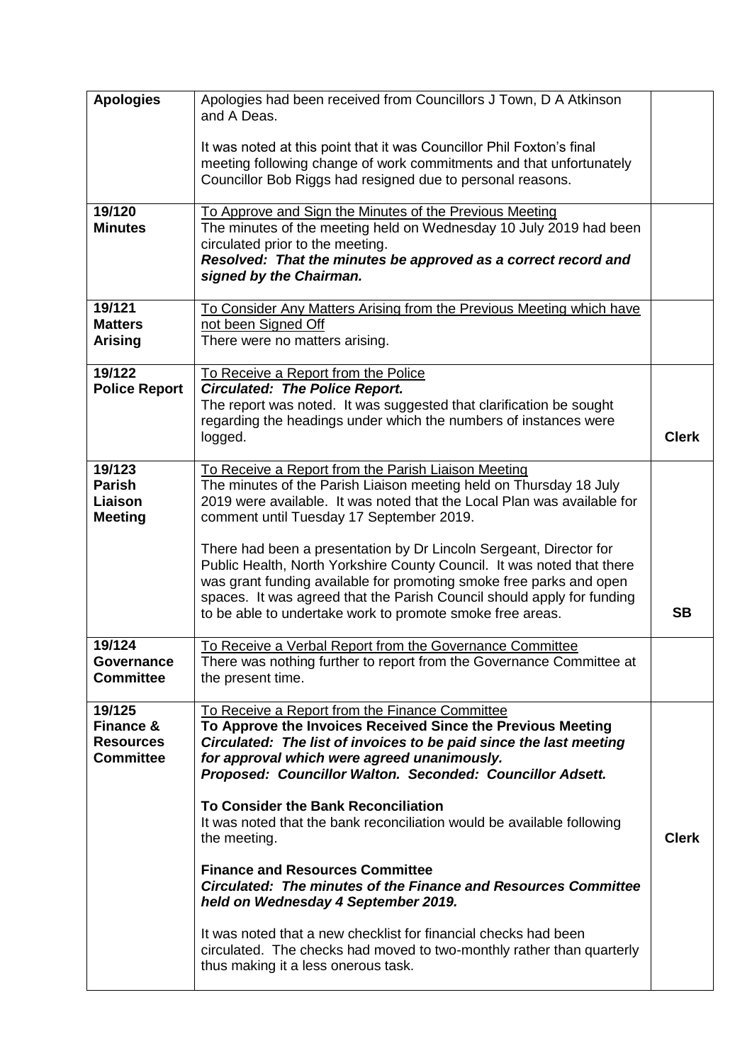| | | |
|---|---|---|
| **Apologies** | Apologies had been received from Councillors J Town, D A Atkinson and A Deas.<br><br>It was noted at this point that it was Councillor Phil Foxton's final meeting following change of work commitments and that unfortunately Councillor Bob Riggs had resigned due to personal reasons. | |
| **19/120**<br>**Minutes** | <u>To Approve and Sign the Minutes of the Previous Meeting</u><br>The minutes of the meeting held on Wednesday 10 July 2019 had been circulated prior to the meeting.<br>***Resolved: That the minutes be approved as a correct record and signed by the Chairman.*** | |
| **19/121**<br>**Matters Arising** | <u>To Consider Any Matters Arising from the Previous Meeting which have not been Signed Off</u><br>There were no matters arising. | |
| **19/122**<br>**Police Report** | <u>To Receive a Report from the Police</u><br>***Circulated: The Police Report.***<br>The report was noted. It was suggested that clarification be sought regarding the headings under which the numbers of instances were logged. | **Clerk** |
| **19/123**<br>**Parish Liaison Meeting** | <u>To Receive a Report from the Parish Liaison Meeting</u><br>The minutes of the Parish Liaison meeting held on Thursday 18 July 2019 were available. It was noted that the Local Plan was available for comment until Tuesday 17 September 2019.<br><br>There had been a presentation by Dr Lincoln Sergeant, Director for Public Health, North Yorkshire County Council. It was noted that there was grant funding available for promoting smoke free parks and open spaces. It was agreed that the Parish Council should apply for funding to be able to undertake work to promote smoke free areas. | **SB** |
| **19/124**<br>**Governance Committee** | <u>To Receive a Verbal Report from the Governance Committee</u><br>There was nothing further to report from the Governance Committee at the present time. | |
| **19/125**<br>**Finance & Resources Committee** | <u>To Receive a Report from the Finance Committee</u><br>**To Approve the Invoices Received Since the Previous Meeting**<br>***Circulated: The list of invoices to be paid since the last meeting for approval which were agreed unanimously.***<br>***Proposed: Councillor Walton. Seconded: Councillor Adsett.***<br><br>**To Consider the Bank Reconciliation**<br>It was noted that the bank reconciliation would be available following the meeting.<br><br>**Finance and Resources Committee**<br>***Circulated: The minutes of the Finance and Resources Committee held on Wednesday 4 September 2019.***<br><br>It was noted that a new checklist for financial checks had been circulated. The checks had moved to two-monthly rather than quarterly thus making it a less onerous task. | **Clerk** |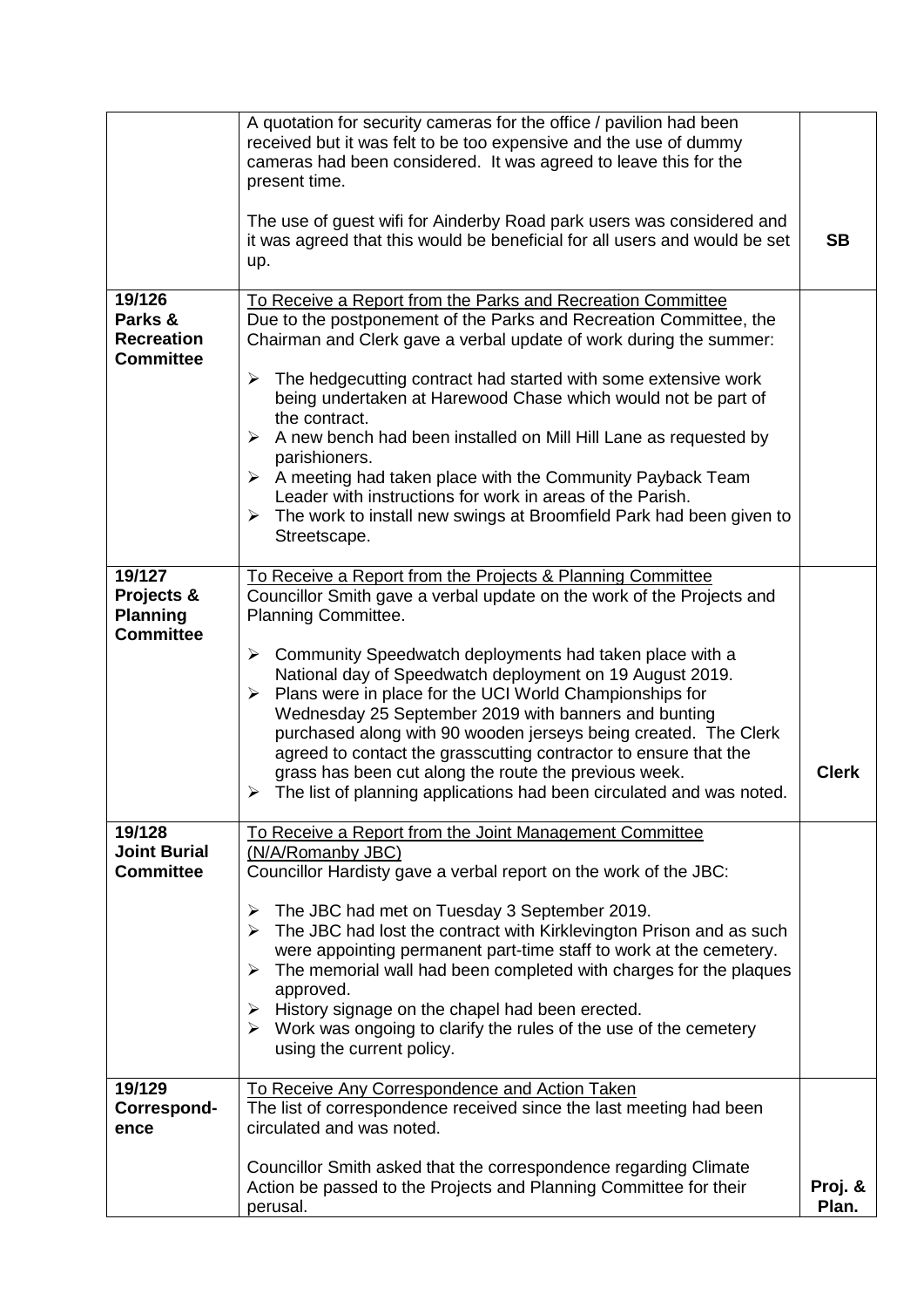| | | |
|---|---|---|
| | A quotation for security cameras for the office / pavilion had been received but it was felt to be too expensive and the use of dummy cameras had been considered. It was agreed to leave this for the present time.<br><br>The use of guest wifi for Ainderby Road park users was considered and it was agreed that this would be beneficial for all users and would be set up. | **SB** |
| **19/126 Parks & Recreation Committee** | <u>To Receive a Report from the Parks and Recreation Committee</u><br>Due to the postponement of the Parks and Recreation Committee, the Chairman and Clerk gave a verbal update of work during the summer:<br><br>➢ The hedgecutting contract had started with some extensive work being undertaken at Harewood Chase which would not be part of the contract.<br>➢ A new bench had been installed on Mill Hill Lane as requested by parishioners.<br>➢ A meeting had taken place with the Community Payback Team Leader with instructions for work in areas of the Parish.<br>➢ The work to install new swings at Broomfield Park had been given to Streetscape. | |
| **19/127 Projects & Planning Committee** | <u>To Receive a Report from the Projects & Planning Committee</u><br>Councillor Smith gave a verbal update on the work of the Projects and Planning Committee.<br><br>➢ Community Speedwatch deployments had taken place with a National day of Speedwatch deployment on 19 August 2019.<br>➢ Plans were in place for the UCI World Championships for Wednesday 25 September 2019 with banners and bunting purchased along with 90 wooden jerseys being created. The Clerk agreed to contact the grasscutting contractor to ensure that the grass has been cut along the route the previous week.<br>➢ The list of planning applications had been circulated and was noted. | **Clerk** |
| **19/128 Joint Burial Committee** | <u>To Receive a Report from the Joint Management Committee (N/A/Romanby JBC)</u><br>Councillor Hardisty gave a verbal report on the work of the JBC:<br><br>➢ The JBC had met on Tuesday 3 September 2019.<br>➢ The JBC had lost the contract with Kirklevington Prison and as such were appointing permanent part-time staff to work at the cemetery.<br>➢ The memorial wall had been completed with charges for the plaques approved.<br>➢ History signage on the chapel had been erected.<br>➢ Work was ongoing to clarify the rules of the use of the cemetery using the current policy. | |
| **19/129 Correspond-ence** | <u>To Receive Any Correspondence and Action Taken</u><br>The list of correspondence received since the last meeting had been circulated and was noted.<br><br>Councillor Smith asked that the correspondence regarding Climate Action be passed to the Projects and Planning Committee for their perusal. | **Proj. & Plan.** |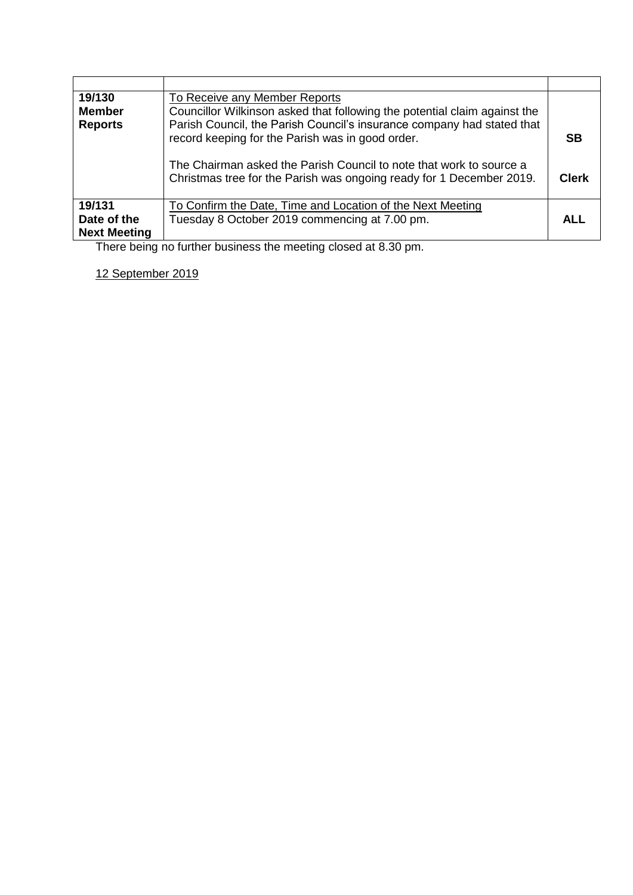| | | |
|---|---|---|
| **19/130 Member Reports** | To Receive any Member Reports<br>Councillor Wilkinson asked that following the potential claim against the Parish Council, the Parish Council's insurance company had stated that record keeping for the Parish was in good order.<br><br>The Chairman asked the Parish Council to note that work to source a Christmas tree for the Parish was ongoing ready for 1 December 2019. | **SB**<br><br>**Clerk** |
| **19/131 Date of the Next Meeting** | To Confirm the Date, Time and Location of the Next Meeting<br>Tuesday 8 October 2019 commencing at 7.00 pm. | **ALL** |

There being no further business the meeting closed at 8.30 pm.

12 September 2019